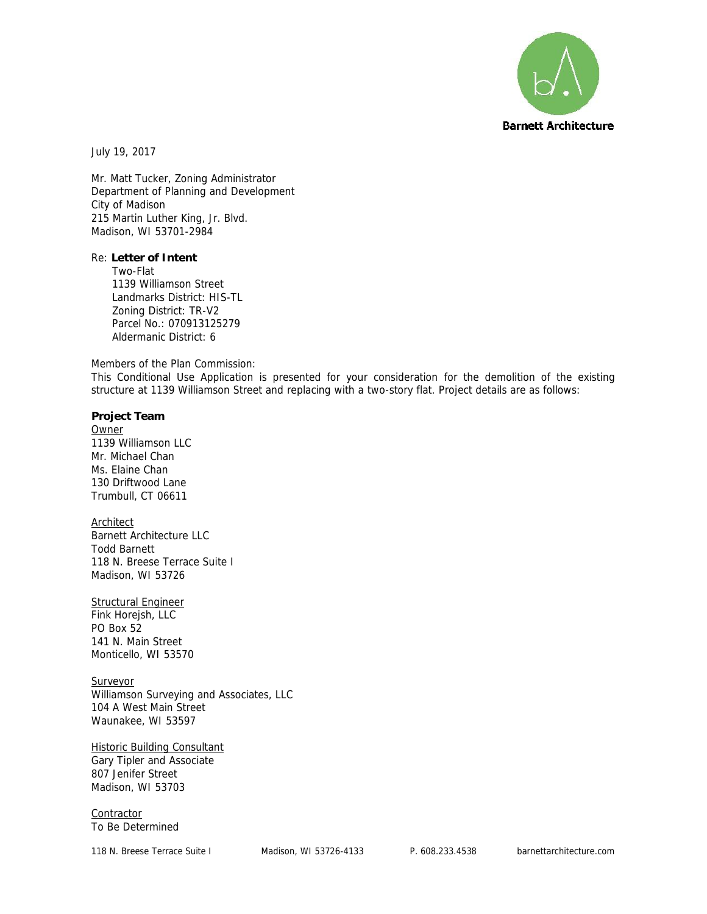Barnett Architecture

July 19, 2017

Mr. Matt Tucker, Zoning Administrator
Department of Planning and Development
City of Madison
215 Martin Luther King, Jr. Blvd.
Madison, WI 53701-2984

Re: **Letter of Intent**
Two-Flat
1139 Williamson Street
Landmarks District: HIS-TL
Zoning District: TR-V2
Parcel No.: 070913125279
Aldermanic District: 6

Members of the Plan Commission:
This Conditional Use Application is presented for your consideration for the demolition of the existing structure at 1139 Williamson Street and replacing with a two-story flat. Project details are as follows:

**Project Team**

Owner
1139 Williamson LLC
Mr. Michael Chan
Ms. Elaine Chan
130 Driftwood Lane
Trumbull, CT 06611

Architect
Barnett Architecture LLC
Todd Barnett
118 N. Breese Terrace Suite I
Madison, WI 53726

Structural Engineer
Fink Horejsh, LLC
PO Box 52
141 N. Main Street
Monticello, WI 53570

Surveyor
Williamson Surveying and Associates, LLC
104 A West Main Street
Waunakee, WI 53597

Historic Building Consultant
Gary Tipler and Associate
807 Jenifer Street
Madison, WI 53703

Contractor
To Be Determined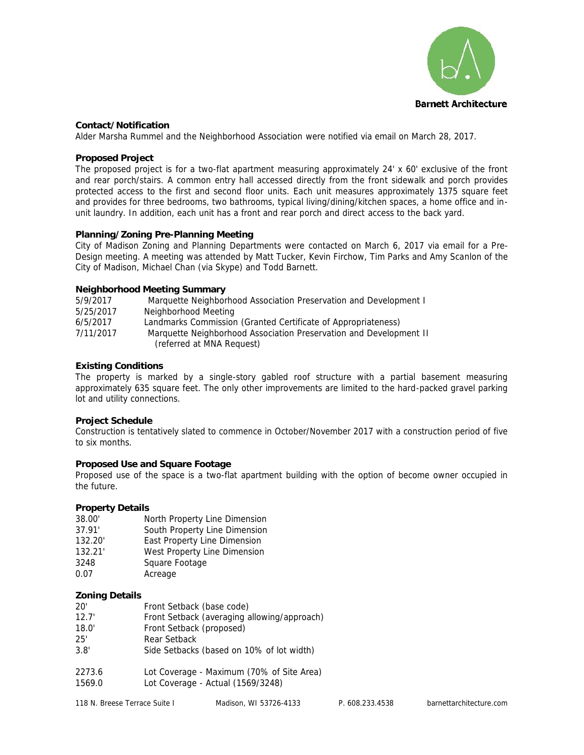Barnett Architecture

### Contact/Notification

Alder Marsha Rummel and the Neighborhood Association were notified via email on March 28, 2017.

### Proposed Project

The proposed project is for a two-flat apartment measuring approximately 24' x 60' exclusive of the front and rear porch/stairs. A common entry hall accessed directly from the front sidewalk and porch provides protected access to the first and second floor units. Each unit measures approximately 1375 square feet and provides for three bedrooms, two bathrooms, typical living/dining/kitchen spaces, a home office and in-unit laundry. In addition, each unit has a front and rear porch and direct access to the back yard.

### Planning/Zoning Pre-Planning Meeting

City of Madison Zoning and Planning Departments were contacted on March 6, 2017 via email for a Pre-Design meeting. A meeting was attended by Matt Tucker, Kevin Firchow, Tim Parks and Amy Scanlon of the City of Madison, Michael Chan (via Skype) and Todd Barnett.

### Neighborhood Meeting Summary

| | |
|---|---|
| 5/9/2017 | Marquette Neighborhood Association Preservation and Development I |
| 5/25/2017 | Neighborhood Meeting |
| 6/5/2017 | Landmarks Commission (Granted Certificate of Appropriateness) |
| 7/11/2017 | Marquette Neighborhood Association Preservation and Development II (referred at MNA Request) |

### Existing Conditions

The property is marked by a single-story gabled roof structure with a partial basement measuring approximately 635 square feet. The only other improvements are limited to the hard-packed gravel parking lot and utility connections.

### Project Schedule

Construction is tentatively slated to commence in October/November 2017 with a construction period of five to six months.

### Proposed Use and Square Footage

Proposed use of the space is a two-flat apartment building with the option of become owner occupied in the future.

### Property Details

| | |
|---|---|
| 38.00' | North Property Line Dimension |
| 37.91' | South Property Line Dimension |
| 132.20' | East Property Line Dimension |
| 132.21' | West Property Line Dimension |
| 3248 | Square Footage |
| 0.07 | Acreage |

### Zoning Details

| | |
|---|---|
| 20' | Front Setback (base code) |
| 12.7' | Front Setback (averaging allowing/approach) |
| 18.0' | Front Setback (proposed) |
| 25' | Rear Setback |
| 3.8' | Side Setbacks (based on 10% of lot width) |
| 2273.6 | Lot Coverage - Maximum (70% of Site Area) |
| 1569.0 | Lot Coverage - Actual (1569/3248) |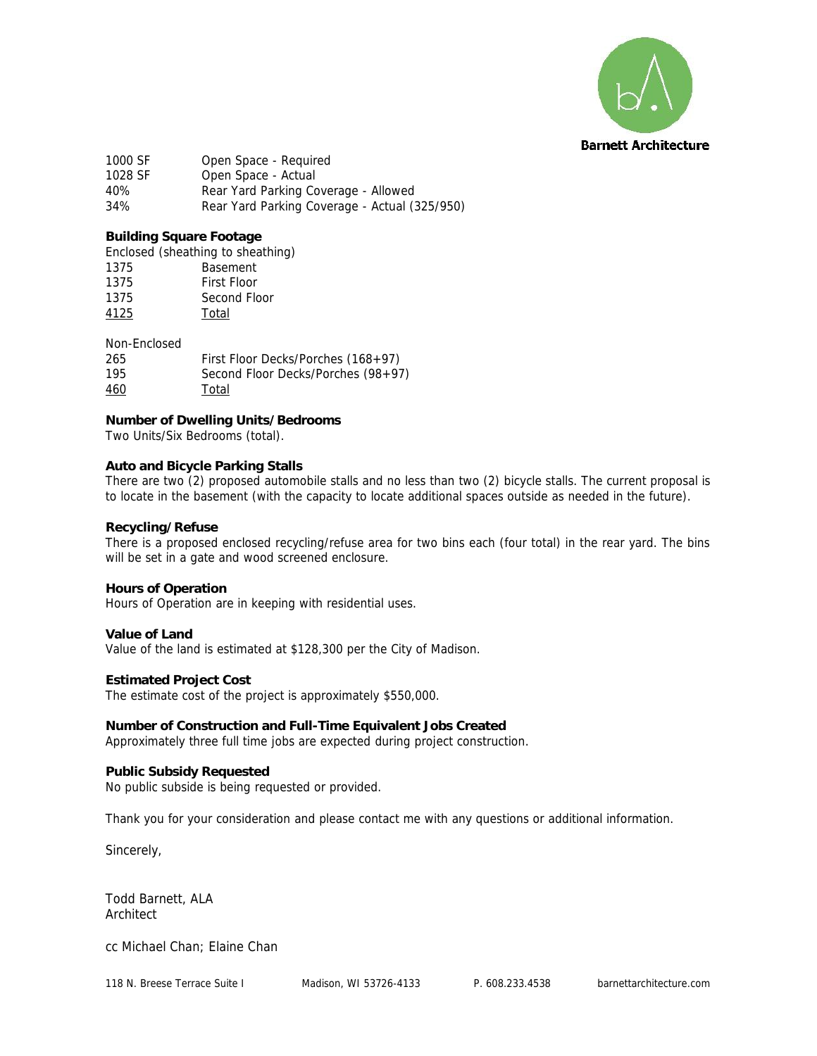Barnett Architecture

| | |
|---|---|
| 1000 SF | Open Space - Required |
| 1028 SF | Open Space - Actual |
| 40% | Rear Yard Parking Coverage - Allowed |
| 34% | Rear Yard Parking Coverage - Actual (325/950) |

**Building Square Footage**

Enclosed (sheathing to sheathing)

| | |
|---|---|
| 1375 | Basement |
| 1375 | First Floor |
| 1375 | Second Floor |
| 4125 | Total |

Non-Enclosed

| | |
|---|---|
| 265 | First Floor Decks/Porches (168+97) |
| 195 | Second Floor Decks/Porches (98+97) |
| 460 | Total |

**Number of Dwelling Units/Bedrooms**

Two Units/Six Bedrooms (total).

**Auto and Bicycle Parking Stalls**

There are two (2) proposed automobile stalls and no less than two (2) bicycle stalls. The current proposal is to locate in the basement (with the capacity to locate additional spaces outside as needed in the future).

**Recycling/Refuse**

There is a proposed enclosed recycling/refuse area for two bins each (four total) in the rear yard. The bins will be set in a gate and wood screened enclosure.

**Hours of Operation**

Hours of Operation are in keeping with residential uses.

**Value of Land**

Value of the land is estimated at $128,300 per the City of Madison.

**Estimated Project Cost**

The estimate cost of the project is approximately $550,000.

**Number of Construction and Full-Time Equivalent Jobs Created**

Approximately three full time jobs are expected during project construction.

**Public Subsidy Requested**

No public subside is being requested or provided.

Thank you for your consideration and please contact me with any questions or additional information.

Sincerely,

Todd Barnett, ALA
Architect

cc Michael Chan; Elaine Chan

118 N. Breese Terrace Suite I Madison, WI 53726-4133 P. 608.233.4538 barnettarchitecture.com